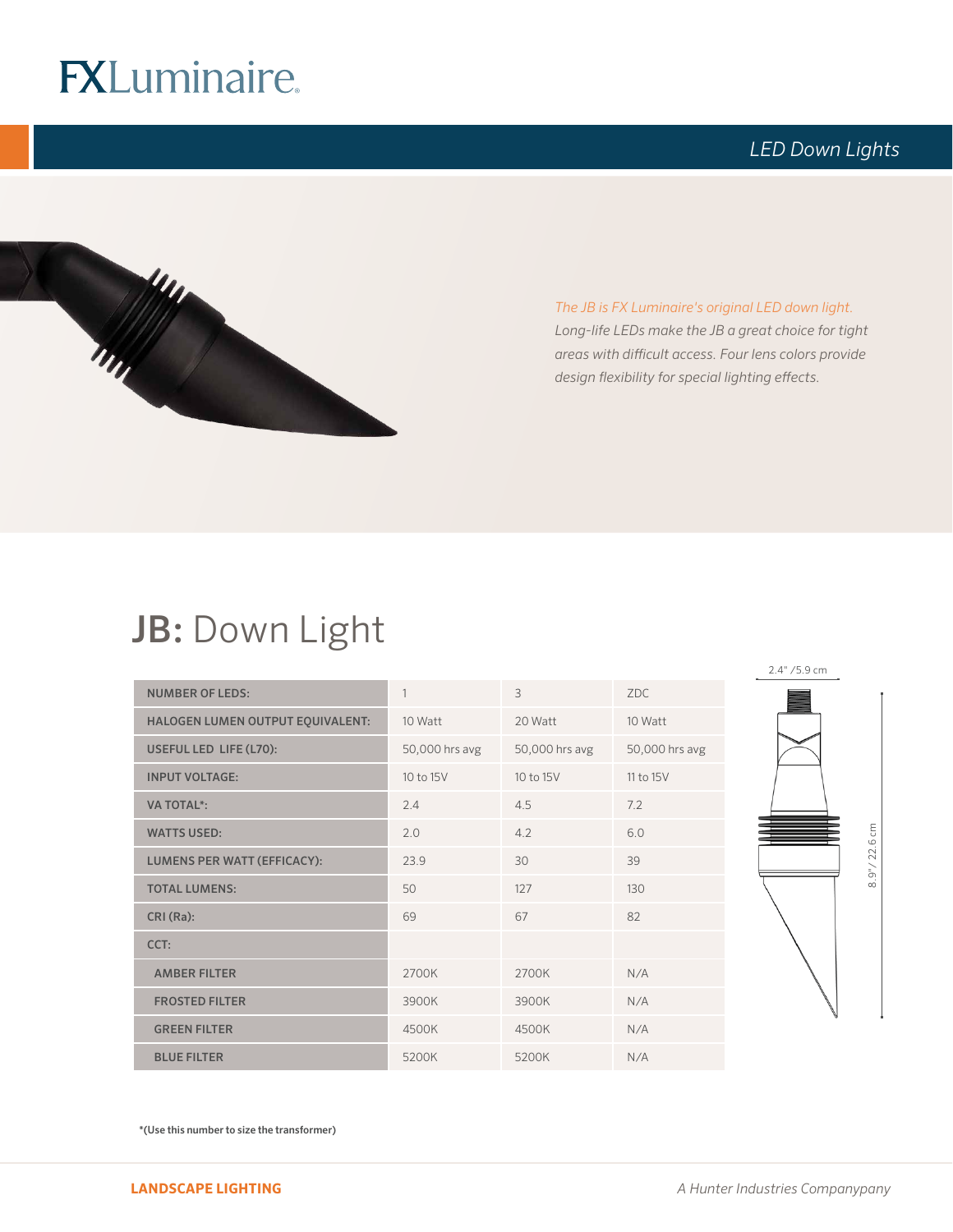# FXLuminaire.

*LED Down Lights*

*The JB is FX Luminaire's original LED down light. Long-life LEDs make the JB a great choice for tight areas with difficult access. Four lens colors provide design flexibility for special lighting effects.*

## JB: Down Light

| NUMBER OF LEDS: | 1 | 3 | ZDC |
|---|---|---|---|
| HALOGEN LUMEN OUTPUT EQUIVALENT: | 10 Watt | 20 Watt | 10 Watt |
| USEFUL LED LIFE (L70): | 50,000 hrs avg | 50,000 hrs avg | 50,000 hrs avg |
| INPUT VOLTAGE: | 10 to 15V | 10 to 15V | 11 to 15V |
| VA TOTAL*: | 2.4 | 4.5 | 7.2 |
| WATTS USED: | 2.0 | 4.2 | 6.0 |
| LUMENS PER WATT (EFFICACY): | 23.9 | 30 | 39 |
| TOTAL LUMENS: | 50 | 127 | 130 |
| CRI (Ra): | 69 | 67 | 82 |
| CCT: | | | |
| AMBER FILTER | 2700K | 2700K | N/A |
| FROSTED FILTER | 3900K | 3900K | N/A |
| GREEN FILTER | 4500K | 4500K | N/A |
| BLUE FILTER | 5200K | 5200K | N/A |

2.4" /5.9 cm

8.9" / 22.6 cm

**\*(Use this number to size the transformer)**

**LANDSCAPE LIGHTING**

*A Hunter Industries Companypany*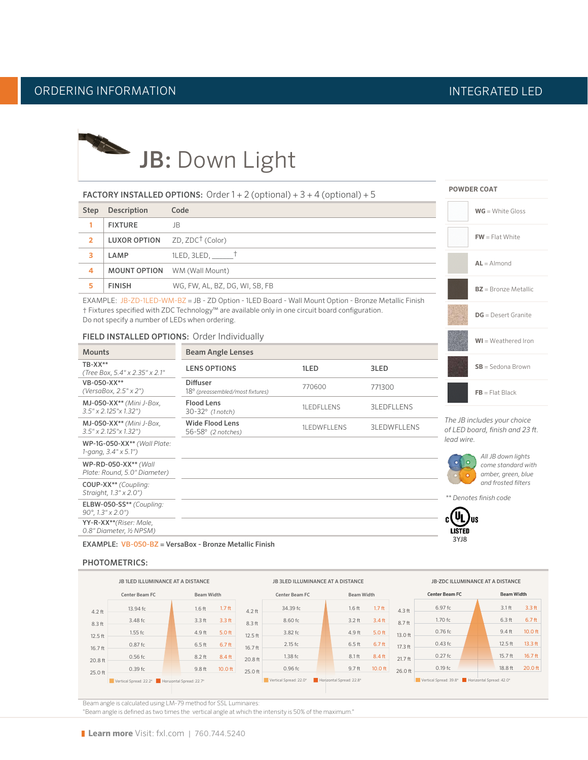ORDERING INFORMATION | INTEGRATED LED

# JB: Down Light

**FACTORY INSTALLED OPTIONS:** Order 1 + 2 (optional) + 3 + 4 (optional) + 5

| Step | Description | Code |
|---|---|---|
| 1 | FIXTURE | JB |
| 2 | LUXOR OPTION | ZD, ZDC† (Color) |
| 3 | LAMP | 1LED, 3LED, ______† |
| 4 | MOUNT OPTION | WM (Wall Mount) |
| 5 | FINISH | WG, FW, AL, BZ, DG, WI, SB, FB |

EXAMPLE: JB-ZD-1LED-WM-BZ = JB - ZD Option - 1LED Board - Wall Mount Option - Bronze Metallic Finish
† Fixtures specified with ZDC Technology™ are available only in one circuit board configuration.
Do not specify a number of LEDs when ordering.

**FIELD INSTALLED OPTIONS:** Order Individually

| Mounts |
|---|
| TB-XX** *(Tree Box, 5.4" x 2.35" x 2.1")* |
| VB-050-XX** *(VersaBox, 2.5" x 2")* |
| MJ-050-XX** *(Mini J-Box, 3.5" x 2.125"x 1.32")* |
| MJ-050-XX** *(Mini J-Box, 3.5" x 2.125"x 1.32")* |
| WP-1G-050-XX** *(Wall Plate: 1-gang, 3.4" x 5.1")* |
| WP-RD-050-XX** *(Wall Plate: Round, 5.0" Diameter)* |
| COUP-XX** *(Coupling: Straight, 1.3" x 2.0")* |
| ELBW-050-SS** *(Coupling: 90°, 1.3" x 2.0")* |
| YY-R-XX** *(Riser: Male, 0.8" Diameter, ½ NPSM)* |

**Beam Angle Lenses**

| LENS OPTIONS | 1LED | 3LED |
|---|---|---|
| Diffuser 18° *(preassembled/most fixtures)* | 770600 | 771300 |
| Flood Lens 30-32° *(1 notch)* | 1LEDFLLENS | 3LEDFLLENS |
| Wide Flood Lens 56-58° *(2 notches)* | 1LEDWFLLENS | 3LEDWFLLENS |

**EXAMPLE:** VB-050-BZ = VersaBox - Bronze Metallic Finish

**POWDER COAT**

- **WG** = White Gloss
- **FW** = Flat White
- **AL** = Almond
- **BZ** = Bronze Metallic
- **DG** = Desert Granite
- **WI** = Weathered Iron
- **SB** = Sedona Brown
- **FB** = Flat Black

*The JB includes your choice of LED board, finish and 23 ft. lead wire.*

*All JB down lights come standard with amber, green, blue and frosted filters*

*** Denotes finish code*

c UL us LISTED 3YJ8

**PHOTOMETRICS:**

JB 1LED ILLUMINANCE AT A DISTANCE
Center Beam FC | Beam Width
4.2 ft: 13.94 fc, 1.6 ft, 1.7 ft
8.3 ft: 3.48 fc, 3.3 ft, 3.3 ft
12.5 ft: 1.55 fc, 4.9 ft, 5.0 ft
16.7 ft: 0.87 fc, 6.5 ft, 6.7 ft
20.8 ft: 0.56 fc, 8.2 ft, 8.4 ft
25.0 ft: 0.39 fc, 9.8 ft, 10.0 ft
Vertical Spread: 22.2° | Horizontal Spread: 22.7°

JB 3LED ILLUMINANCE AT A DISTANCE
Center Beam FC | Beam Width
4.2 ft: 34.39 fc, 1.6 ft, 1.7 ft
8.3 ft: 8.60 fc, 3.2 ft, 3.4 ft
12.5 ft: 3.82 fc, 4.9 ft, 5.0 ft
16.7 ft: 2.15 fc, 6.5 ft, 6.7 ft
20.8 ft: 1.38 fc, 8.1 ft, 8.4 ft
25.0 ft: 0.96 fc, 9.7 ft, 10.0 ft
Vertical Spread: 22.0° | Horizontal Spread: 22.8°

JB-ZDC ILLUMINANCE AT A DISTANCE
Center Beam FC | Beam Width
4.3 ft: 6.97 fc, 3.1 ft, 3.3 ft
8.7 ft: 1.70 fc, 6.3 ft, 6.7 ft
13.0 ft: 0.76 fc, 9.4 ft, 10.0 ft
17.3 ft: 0.43 fc, 12.5 ft, 13.3 ft
21.7 ft: 0.27 fc, 15.7 ft, 16.7 ft
26.0 ft: 0.19 fc, 18.8 ft, 20.0 ft
Vertical Spread: 39.8° | Horizontal Spread: 42.0°

Beam angle is calculated using LM-79 method for SSL Luminaires:
"Beam angle is defined as two times the vertical angle at which the intensity is 50% of the maximum."

**Learn more** Visit: fxl.com | 760.744.5240